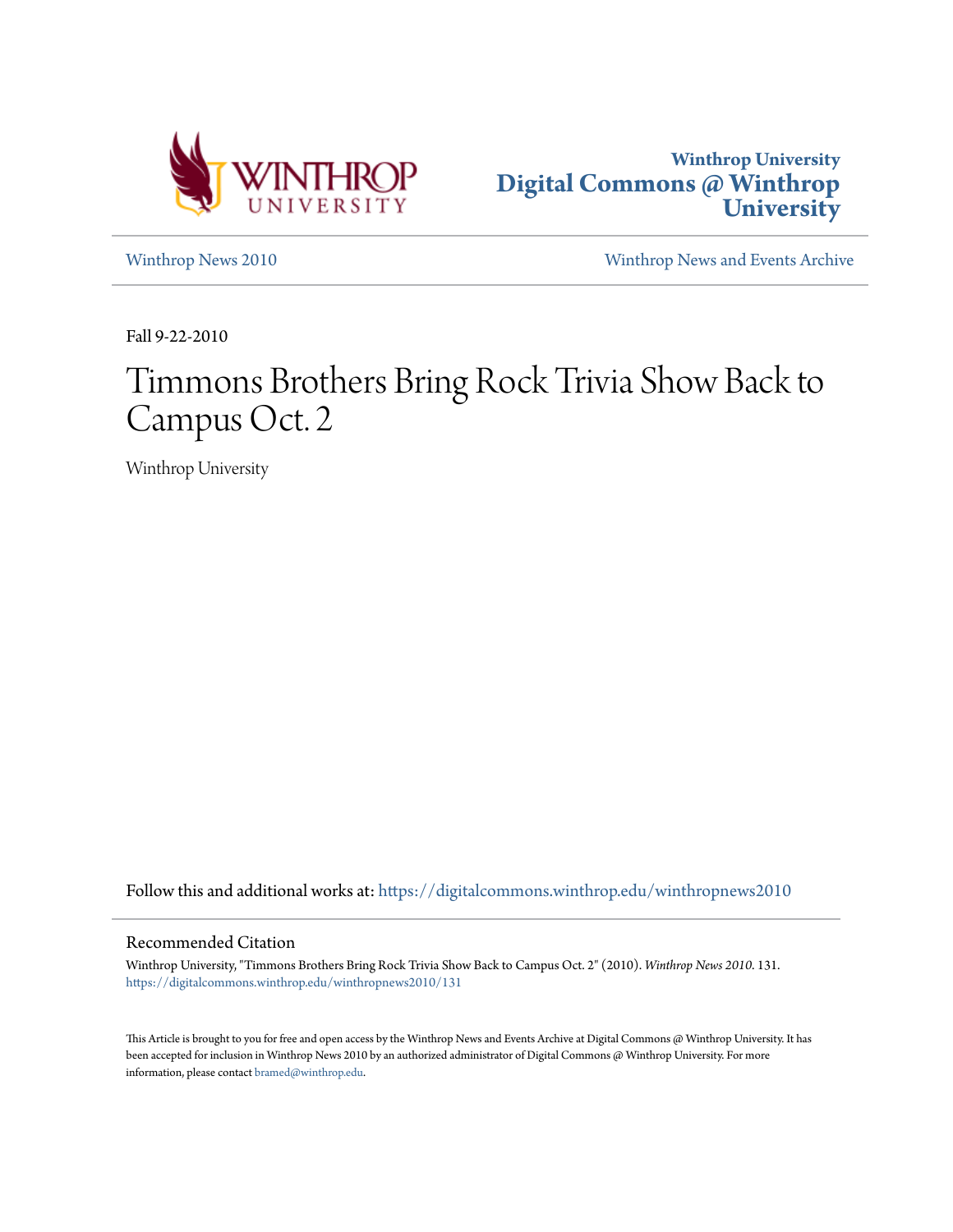Winthrop University

# Digital Commons @ Winthrop University

Winthrop News 2010

Winthrop News and Events Archive

Fall 9-22-2010

# Timmons Brothers Bring Rock Trivia Show Back to Campus Oct. 2

Winthrop University

Follow this and additional works at: https://digitalcommons.winthrop.edu/winthropnews2010

## Recommended Citation

Winthrop University, "Timmons Brothers Bring Rock Trivia Show Back to Campus Oct. 2" (2010). *Winthrop News 2010*. 131.
https://digitalcommons.winthrop.edu/winthropnews2010/131

This Article is brought to you for free and open access by the Winthrop News and Events Archive at Digital Commons @ Winthrop University. It has been accepted for inclusion in Winthrop News 2010 by an authorized administrator of Digital Commons @ Winthrop University. For more information, please contact bramed@winthrop.edu.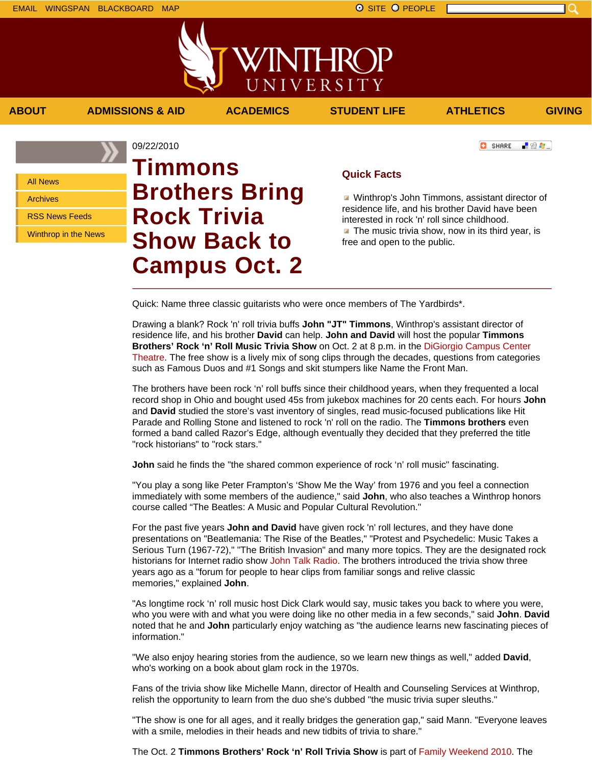09/22/2010

# Timmons Brothers Bring Rock Trivia Show Back to Campus Oct. 2

## Quick Facts

- Winthrop's John Timmons, assistant director of residence life, and his brother David have been interested in rock 'n' roll since childhood.
- The music trivia show, now in its third year, is free and open to the public.

---

Quick: Name three classic guitarists who were once members of The Yardbirds*.

Drawing a blank? Rock 'n' roll trivia buffs **John "JT" Timmons**, Winthrop's assistant director of residence life, and his brother **David** can help. **John and David** will host the popular **Timmons Brothers' Rock 'n' Roll Music Trivia Show** on Oct. 2 at 8 p.m. in the DiGiorgio Campus Center Theatre. The free show is a lively mix of song clips through the decades, questions from categories such as Famous Duos and #1 Songs and skit stumpers like Name the Front Man.

The brothers have been rock 'n' roll buffs since their childhood years, when they frequented a local record shop in Ohio and bought used 45s from jukebox machines for 20 cents each. For hours **John** and **David** studied the store's vast inventory of singles, read music-focused publications like Hit Parade and Rolling Stone and listened to rock 'n' roll on the radio. The **Timmons brothers** even formed a band called Razor's Edge, although eventually they decided that they preferred the title "rock historians" to "rock stars."

**John** said he finds the "the shared common experience of rock 'n' roll music" fascinating.

"You play a song like Peter Frampton's 'Show Me the Way' from 1976 and you feel a connection immediately with some members of the audience," said **John**, who also teaches a Winthrop honors course called "The Beatles: A Music and Popular Cultural Revolution."

For the past five years **John and David** have given rock 'n' roll lectures, and they have done presentations on "Beatlemania: The Rise of the Beatles," "Protest and Psychedelic: Music Takes a Serious Turn (1967-72)," "The British Invasion" and many more topics. They are the designated rock historians for Internet radio show John Talk Radio. The brothers introduced the trivia show three years ago as a "forum for people to hear clips from familiar songs and relive classic memories," explained **John**.

"As longtime rock 'n' roll music host Dick Clark would say, music takes you back to where you were, who you were with and what you were doing like no other media in a few seconds," said **John**. **David** noted that he and **John** particularly enjoy watching as "the audience learns new fascinating pieces of information."

"We also enjoy hearing stories from the audience, so we learn new things as well," added **David**, who's working on a book about glam rock in the 1970s.

Fans of the trivia show like Michelle Mann, director of Health and Counseling Services at Winthrop, relish the opportunity to learn from the duo she's dubbed "the music trivia super sleuths."

"The show is one for all ages, and it really bridges the generation gap," said Mann. "Everyone leaves with a smile, melodies in their heads and new tidbits of trivia to share."

The Oct. 2 **Timmons Brothers' Rock 'n' Roll Trivia Show** is part of Family Weekend 2010. The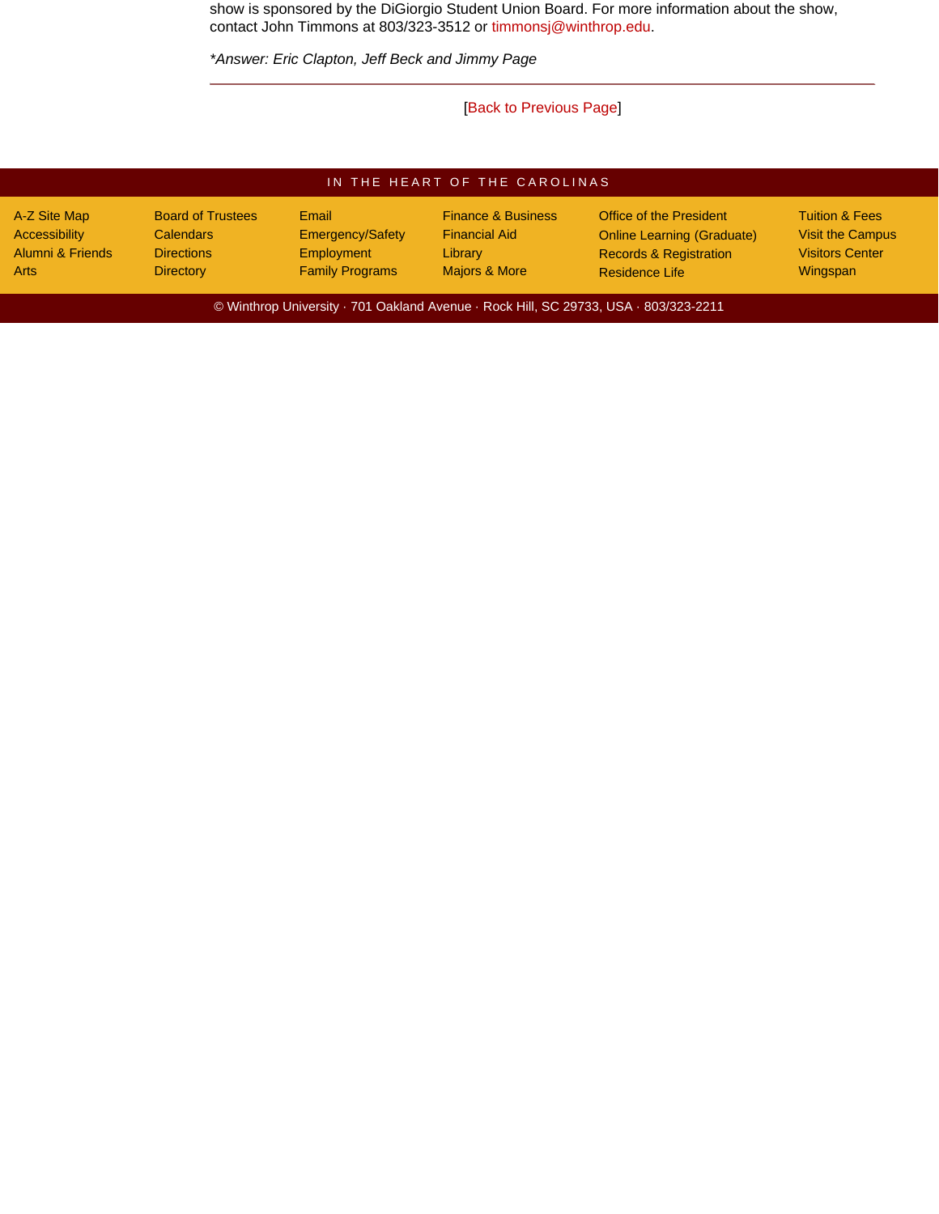show is sponsored by the DiGiorgio Student Union Board. For more information about the show, contact John Timmons at 803/323-3512 or timmonsj@winthrop.edu.

*Answer: Eric Clapton, Jeff Beck and Jimmy Page*

---

[Back to Previous Page]

IN THE HEART OF THE CAROLINAS

A-Z Site Map
Accessibility
Alumni & Friends
Arts
Board of Trustees
Calendars
Directions
Directory
Email
Emergency/Safety
Employment
Family Programs
Finance & Business
Financial Aid
Library
Majors & More
Office of the President
Online Learning (Graduate)
Records & Registration
Residence Life
Tuition & Fees
Visit the Campus
Visitors Center
Wingspan

© Winthrop University · 701 Oakland Avenue · Rock Hill, SC 29733, USA · 803/323-2211